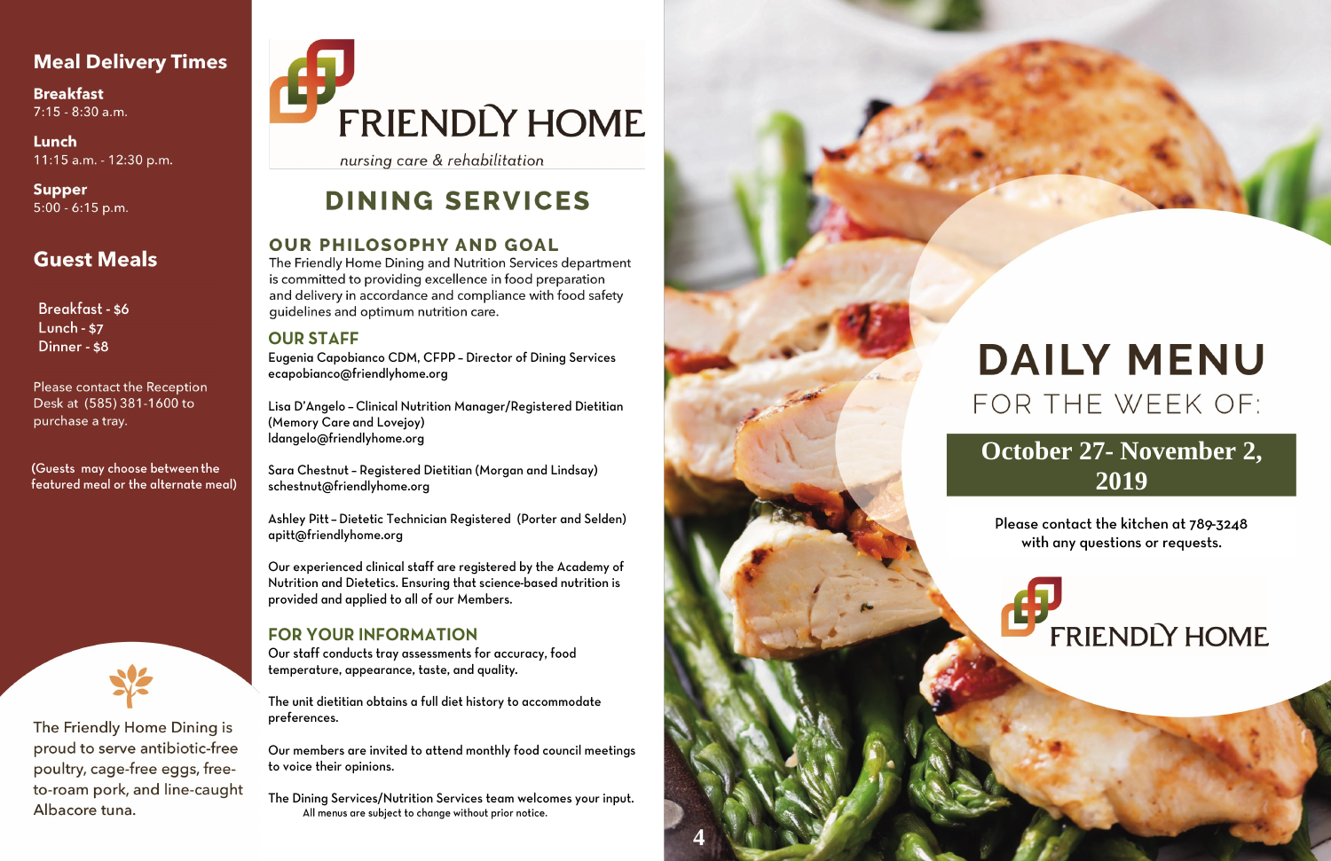## Meal Delivery Times

**Breakfast**
7:15 - 8:30 a.m.

**Lunch**
11:15 a.m. - 12:30 p.m.

**Supper**
5:00 - 6:15 p.m.

## Guest Meals

Breakfast - $6
Lunch - $7
Dinner - $8

Please contact the Reception Desk at (585) 381-1600 to purchase a tray.

(Guests may choose between the featured meal or the alternate meal)

The Friendly Home Dining is proud to serve antibiotic-free poultry, cage-free eggs, free-to-roam pork, and line-caught Albacore tuna.

FRIENDLY HOME

*nursing care & rehabilitation*

# DINING SERVICES

## OUR PHILOSOPHY AND GOAL

The Friendly Home Dining and Nutrition Services department is committed to providing excellence in food preparation and delivery in accordance and compliance with food safety guidelines and optimum nutrition care.

## OUR STAFF

Eugenia Capobianco CDM, CFPP – Director of Dining Services
ecapobianco@friendlyhome.org

Lisa D'Angelo – Clinical Nutrition Manager/Registered Dietitian (Memory Care and Lovejoy)
ldangelo@friendlyhome.org

Sara Chestnut – Registered Dietitian (Morgan and Lindsay)
schestnut@friendlyhome.org

Ashley Pitt – Dietetic Technician Registered (Porter and Selden)
apitt@friendlyhome.org

Our experienced clinical staff are registered by the Academy of Nutrition and Dietetics. Ensuring that science-based nutrition is provided and applied to all of our Members.

## FOR YOUR INFORMATION

Our staff conducts tray assessments for accuracy, food temperature, appearance, taste, and quality.

The unit dietitian obtains a full diet history to accommodate preferences.

Our members are invited to attend monthly food council meetings to voice their opinions.

The Dining Services/Nutrition Services team welcomes your input.

All menus are subject to change without prior notice.

# DAILY MENU

## FOR THE WEEK OF:

**October 27- November 2, 2019**

Please contact the kitchen at 789-3248 with any questions or requests.

FRIENDLY HOME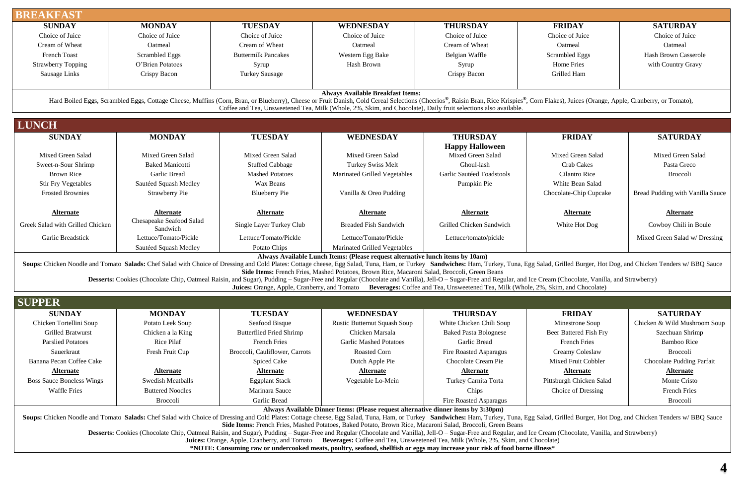## BREAKFAST

| SUNDAY | MONDAY | TUESDAY | WEDNESDAY | THURSDAY | FRIDAY | SATURDAY |
|---|---|---|---|---|---|---|
| Choice of Juice | Choice of Juice | Choice of Juice | Choice of Juice | Choice of Juice | Choice of Juice | Choice of Juice |
| Cream of Wheat | Oatmeal | Cream of Wheat | Oatmeal | Cream of Wheat | Oatmeal | Oatmeal |
| French Toast | Scrambled Eggs | Buttermilk Pancakes | Western Egg Bake | Belgian Waffle | Scrambled Eggs | Hash Brown Casserole |
| Strawberry Topping | O'Brien Potatoes | Syrup | Hash Brown | Syrup | Home Fries | with Country Gravy |
| Sausage Links | Crispy Bacon | Turkey Sausage | | Crispy Bacon | Grilled Ham | |

**Always Available Breakfast Items:**
Hard Boiled Eggs, Scrambled Eggs, Cottage Cheese, Muffins (Corn, Bran, or Blueberry), Cheese or Fruit Danish, Cold Cereal Selections (Cheerios®, Raisin Bran, Rice Krispies®, Corn Flakes), Juices (Orange, Apple, Cranberry, or Tomato), Coffee and Tea, Unsweetened Tea, Milk (Whole, 2%, Skim, and Chocolate), Daily fruit selections also available.

## LUNCH

| SUNDAY | MONDAY | TUESDAY | WEDNESDAY | THURSDAY | FRIDAY | SATURDAY |
|---|---|---|---|---|---|---|
| | | | | **Happy Halloween** | | |
| Mixed Green Salad | Mixed Green Salad | Mixed Green Salad | Mixed Green Salad | Mixed Green Salad | Mixed Green Salad | Mixed Green Salad |
| Sweet-n-Sour Shrimp | Baked Manicotti | Stuffed Cabbage | Turkey Swiss Melt | Ghoul-lash | Crab Cakes | Pasta Greco |
| Brown Rice | Garlic Bread | Mashed Potatoes | Marinated Grilled Vegetables | Garlic Sautéed Toadstools | Cilantro Rice | Broccoli |
| Stir Fry Vegetables | Sautéed Squash Medley | Wax Beans | | Pumpkin Pie | White Bean Salad | |
| Frosted Brownies | Strawberry Pie | Blueberry Pie | Vanilla & Oreo Pudding | | Chocolate-Chip Cupcake | Bread Pudding with Vanilla Sauce |
| **Alternate** | **Alternate** | **Alternate** | **Alternate** | **Alternate** | **Alternate** | **Alternate** |
| Greek Salad with Grilled Chicken | Chesapeake Seafood Salad Sandwich | Single Layer Turkey Club | Breaded Fish Sandwich | Grilled Chicken Sandwich | White Hot Dog | Cowboy Chili in Boule |
| Garlic Breadstick | Lettuce/Tomato/Pickle | Lettuce/Tomato/Pickle | Lettuce/Tomato/Pickle | Lettuce/tomato/pickle | | Mixed Green Salad w/ Dressing |
| | Sautéed Squash Medley | Potato Chips | Marinated Grilled Vegetables | | | |

**Always Available Lunch Items: (Please request alternative lunch items by 10am)**
**Soups:** Chicken Noodle and Tomato **Salads:** Chef Salad with Choice of Dressing and Cold Plates: Cottage cheese, Egg Salad, Tuna, Ham, or Turkey **Sandwiches:** Ham, Turkey, Tuna, Egg Salad, Grilled Burger, Hot Dog, and Chicken Tenders w/ BBQ Sauce
**Side Items:** French Fries, Mashed Potatoes, Brown Rice, Macaroni Salad, Broccoli, Green Beans
**Desserts:** Cookies (Chocolate Chip, Oatmeal Raisin, and Sugar), Pudding – Sugar-Free and Regular (Chocolate and Vanilla), Jell-O – Sugar-Free and Regular, and Ice Cream (Chocolate, Vanilla, and Strawberry)
**Juices:** Orange, Apple, Cranberry, and Tomato **Beverages:** Coffee and Tea, Unsweetened Tea, Milk (Whole, 2%, Skim, and Chocolate)

## SUPPER

| SUNDAY | MONDAY | TUESDAY | WEDNESDAY | THURSDAY | FRIDAY | SATURDAY |
|---|---|---|---|---|---|---|
| Chicken Tortellini Soup | Potato Leek Soup | Seafood Bisque | Rustic Butternut Squash Soup | White Chicken Chili Soup | Minestrone Soup | Chicken & Wild Mushroom Soup |
| Grilled Bratwurst | Chicken a la King | Butterflied Fried Shrimp | Chicken Marsala | Baked Pasta Bolognese | Beer Battered Fish Fry | Szechuan Shrimp |
| Parslied Potatoes | Rice Pilaf | French Fries | Garlic Mashed Potatoes | Garlic Bread | French Fries | Bamboo Rice |
| Sauerkraut | Fresh Fruit Cup | Broccoli, Cauliflower, Carrots | Roasted Corn | Fire Roasted Asparagus | Creamy Coleslaw | Broccoli |
| Banana Pecan Coffee Cake | | Spiced Cake | Dutch Apple Pie | Chocolate Cream Pie | Mixed Fruit Cobbler | Chocolate Pudding Parfait |
| **Alternate** | **Alternate** | **Alternate** | **Alternate** | **Alternate** | **Alternate** | **Alternate** |
| Boss Sauce Boneless Wings | Swedish Meatballs | Eggplant Stack | Vegetable Lo-Mein | Turkey Carnita Torta | Pittsburgh Chicken Salad | Monte Cristo |
| Waffle Fries | Buttered Noodles | Marinara Sauce | | Chips | Choice of Dressing | French Fries |
| | Broccoli | Garlic Bread | | Fire Roasted Asparagus | | Broccoli |

**Always Available Dinner Items: (Please request alternative dinner items by 3:30pm)**
**Soups:** Chicken Noodle and Tomato **Salads:** Chef Salad with Choice of Dressing and Cold Plates: Cottage cheese, Egg Salad, Tuna, Ham, or Turkey **Sandwiches:** Ham, Turkey, Tuna, Egg Salad, Grilled Burger, Hot Dog, and Chicken Tenders w/ BBQ Sauce
**Side Items:** French Fries, Mashed Potatoes, Baked Potato, Brown Rice, Macaroni Salad, Broccoli, Green Beans
**Desserts:** Cookies (Chocolate Chip, Oatmeal Raisin, and Sugar), Pudding – Sugar-Free and Regular (Chocolate and Vanilla), Jell-O – Sugar-Free and Regular, and Ice Cream (Chocolate, Vanilla, and Strawberry)
**Juices:** Orange, Apple, Cranberry, and Tomato **Beverages:** Coffee and Tea, Unsweetened Tea, Milk (Whole, 2%, Skim, and Chocolate)
***NOTE: Consuming raw or undercooked meats, poultry, seafood, shellfish or eggs may increase your risk of food borne illness***